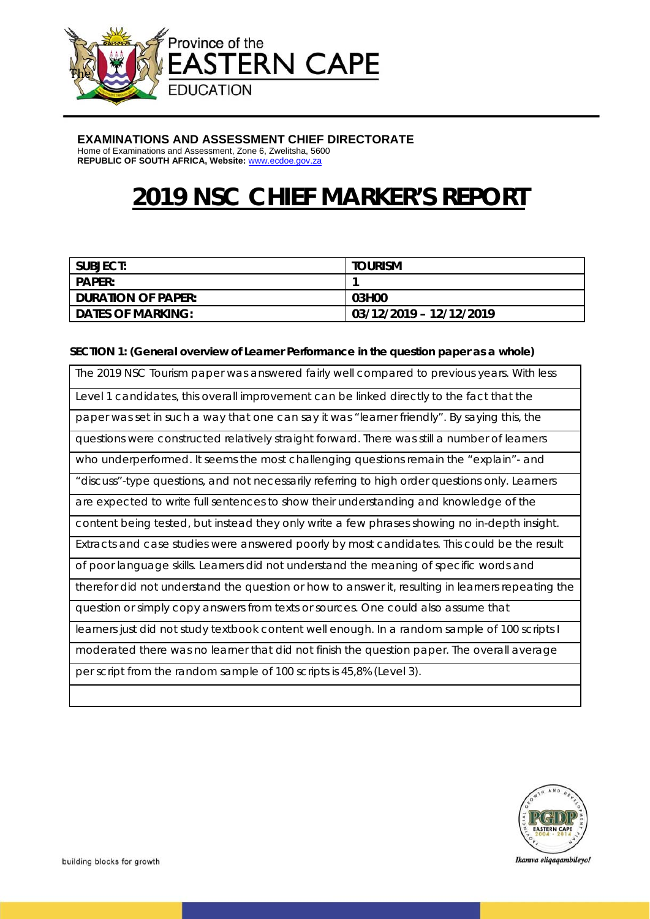Province of the
EASTERN CAPE
EDUCATION

**EXAMINATIONS AND ASSESSMENT CHIEF DIRECTORATE**
Home of Examinations and Assessment, Zone 6, Zwelitsha, 5600
**REPUBLIC OF SOUTH AFRICA, Website:** www.ecdoe.gov.za

# 2019 NSC CHIEF MARKER'S REPORT

| SUBJECT: | TOURISM |
|---|---|
| PAPER: | 1 |
| DURATION OF PAPER: | 03H00 |
| DATES OF MARKING: | 03/12/2019 – 12/12/2019 |

**SECTION 1: (General overview of Learner Performance in the question paper as a whole)**

The 2019 NSC Tourism paper was answered fairly well compared to previous years. With less Level 1 candidates, this overall improvement can be linked directly to the fact that the paper was set in such a way that one can say it was "learner friendly". By saying this, the questions were constructed relatively straight forward. There was still a number of learners who underperformed. It seems the most challenging questions remain the "explain"- and "discuss"-type questions, and not necessarily referring to high order questions only. Learners are expected to write full sentences to show their understanding and knowledge of the content being tested, but instead they only write a few phrases showing no in-depth insight. Extracts and case studies were answered poorly by most candidates. This could be the result of poor language skills. Learners did not understand the meaning of specific words and therefor did not understand the question or how to answer it, resulting in learners repeating the question or simply copy answers from texts or sources. One could also assume that learners just did not study textbook content well enough. In a random sample of 100 scripts I moderated there was no learner that did not finish the question paper. The overall average per script from the random sample of 100 scripts is 45,8% (Level 3).

building blocks for growth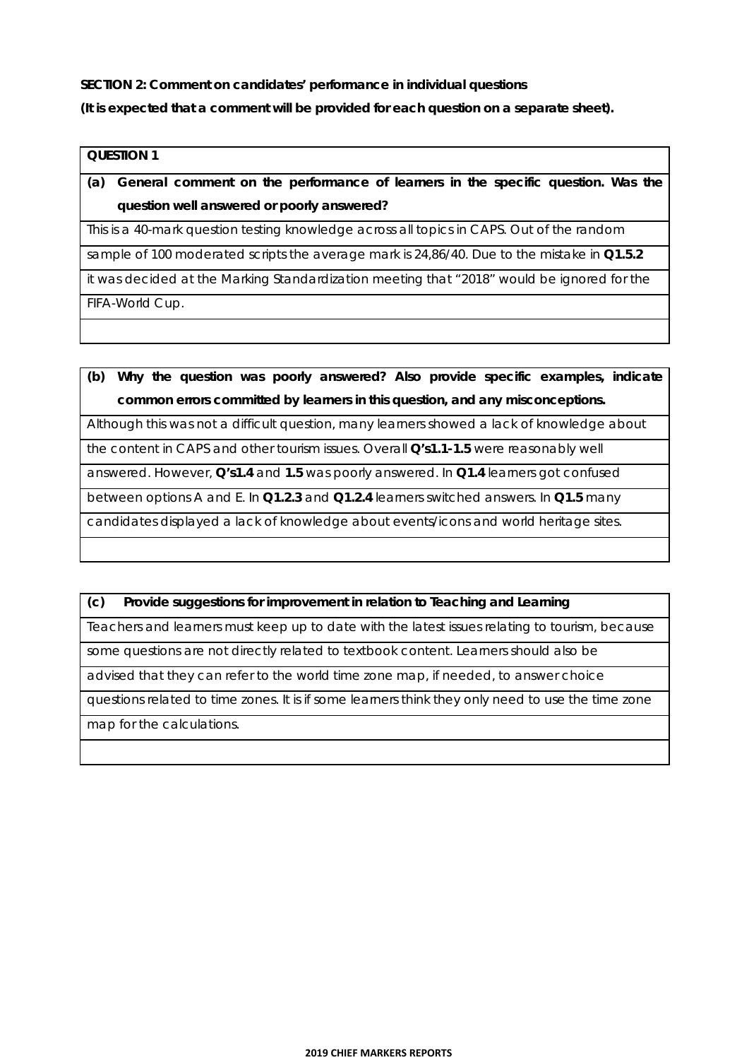**SECTION 2: Comment on candidates' performance in individual questions**

**(It is expected that a comment will be provided for each question on a separate sheet).**

| **QUESTION 1** |
|---|
| **(a) General comment on the performance of learners in the specific question. Was the question well answered or poorly answered?** |
| This is a 40-mark question testing knowledge across all topics in CAPS. Out of the random sample of 100 moderated scripts the average mark is 24,86/40. Due to the mistake in **Q1.5.2** it was decided at the Marking Standardization meeting that "2018" would be ignored for the FIFA-World Cup. |

| **(b) Why the question was poorly answered? Also provide specific examples, indicate common errors committed by learners in this question, and any misconceptions.** |
|---|
| Although this was not a difficult question, many learners showed a lack of knowledge about the content in CAPS and other tourism issues. Overall **Q's1.1-1.5** were reasonably well answered. However, **Q's1.4** and **1.5** was poorly answered. In **Q1.4** learners got confused between options A and E. In **Q1.2.3** and **Q1.2.4** learners switched answers. In **Q1.5** many candidates displayed a lack of knowledge about events/icons and world heritage sites. |

| **(c) Provide suggestions for improvement in relation to Teaching and Learning** |
|---|
| Teachers and learners must keep up to date with the latest issues relating to tourism, because some questions are not directly related to textbook content. Learners should also be advised that they can refer to the world time zone map, if needed, to answer choice questions related to time zones. It is if some learners think they only need to use the time zone map for the calculations. |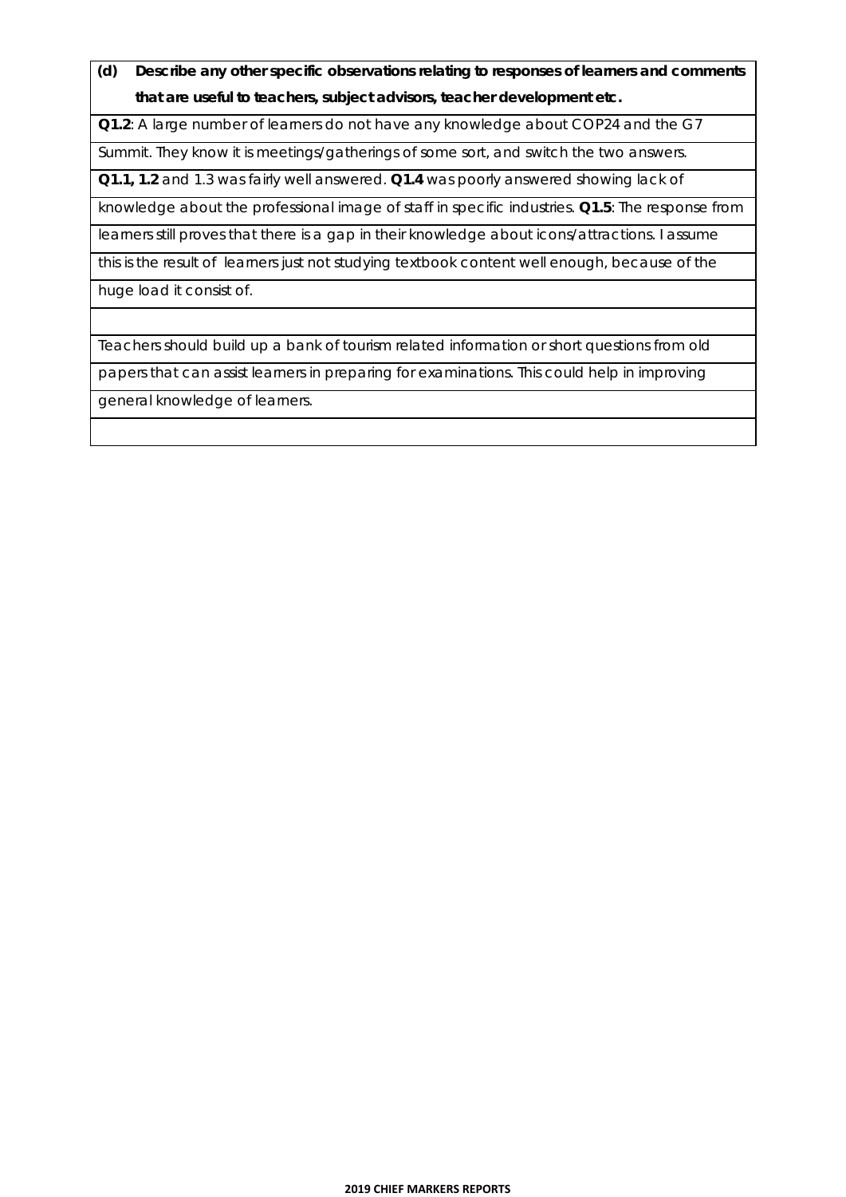**(d) Describe any other specific observations relating to responses of learners and comments that are useful to teachers, subject advisors, teacher development etc.**

**Q1.2**: A large number of learners do not have any knowledge about COP24 and the G7 Summit. They know it is meetings/gatherings of some sort, and switch the two answers.

**Q1.1, 1.2** and 1.3 was fairly well answered. **Q1.4** was poorly answered showing lack of knowledge about the professional image of staff in specific industries. **Q1.5**: The response from learners still proves that there is a gap in their knowledge about icons/attractions. I assume this is the result of learners just not studying textbook content well enough, because of the huge load it consist of.

Teachers should build up a bank of tourism related information or short questions from old papers that can assist learners in preparing for examinations. This could help in improving general knowledge of learners.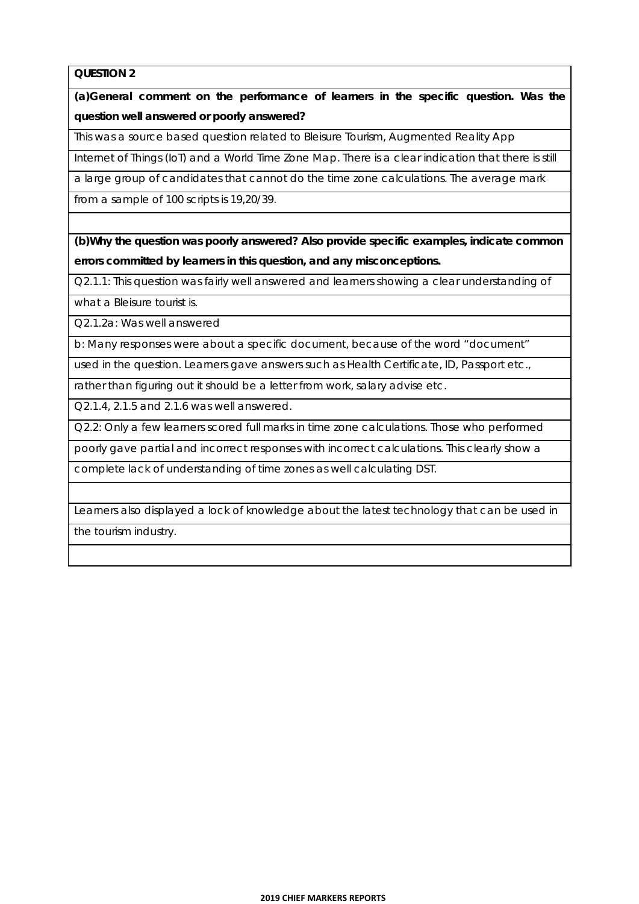**QUESTION 2**

**(a)General comment on the performance of learners in the specific question. Was the question well answered or poorly answered?**

This was a source based question related to Bleisure Tourism, Augmented Reality App Internet of Things (IoT) and a World Time Zone Map. There is a clear indication that there is still a large group of candidates that cannot do the time zone calculations. The average mark from a sample of 100 scripts is 19,20/39.

**(b)Why the question was poorly answered? Also provide specific examples, indicate common errors committed by learners in this question, and any misconceptions.**

Q2.1.1: This question was fairly well answered and learners showing a clear understanding of what a Bleisure tourist is.

Q2.1.2a: Was well answered

b: Many responses were about a specific document, because of the word "document" used in the question. Learners gave answers such as Health Certificate, ID, Passport etc., rather than figuring out it should be a letter from work, salary advise etc.

Q2.1.4, 2.1.5 and 2.1.6 was well answered.

Q2.2: Only a few learners scored full marks in time zone calculations. Those who performed poorly gave partial and incorrect responses with incorrect calculations. This clearly show a complete lack of understanding of time zones as well calculating DST.

Learners also displayed a lock of knowledge about the latest technology that can be used in the tourism industry.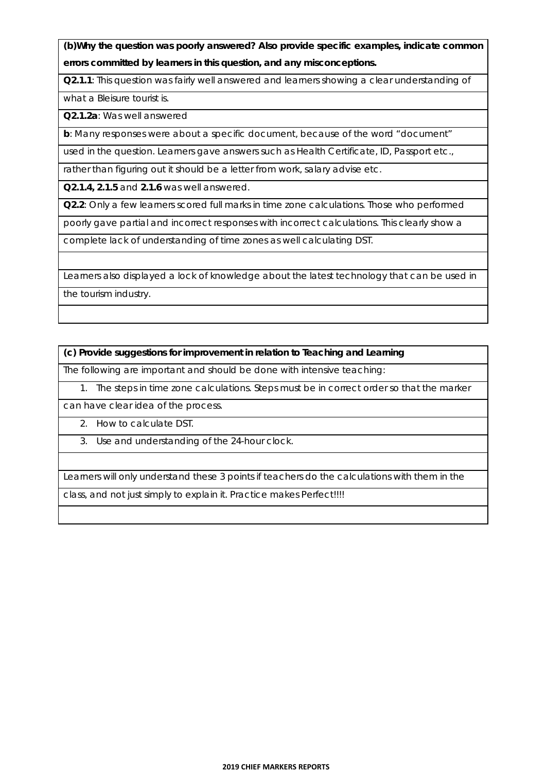**(b)Why the question was poorly answered? Also provide specific examples, indicate common errors committed by learners in this question, and any misconceptions.**

**Q2.1.1**: This question was fairly well answered and learners showing a clear understanding of what a Bleisure tourist is.

**Q2.1.2a**: Was well answered

**b**: Many responses were about a specific document, because of the word "document" used in the question. Learners gave answers such as Health Certificate, ID, Passport etc., rather than figuring out it should be a letter from work, salary advise etc.

**Q2.1.4, 2.1.5** and **2.1.6** was well answered.

**Q2.2**: Only a few learners scored full marks in time zone calculations. Those who performed poorly gave partial and incorrect responses with incorrect calculations. This clearly show a complete lack of understanding of time zones as well calculating DST.

Learners also displayed a lock of knowledge about the latest technology that can be used in the tourism industry.

**(c) Provide suggestions for improvement in relation to Teaching and Learning**

The following are important and should be done with intensive teaching:

1. The steps in time zone calculations. Steps must be in correct order so that the marker can have clear idea of the process.
2. How to calculate DST.
3. Use and understanding of the 24-hour clock.

Learners will only understand these 3 points if teachers do the calculations with them in the class, and not just simply to explain it. Practice makes Perfect!!!!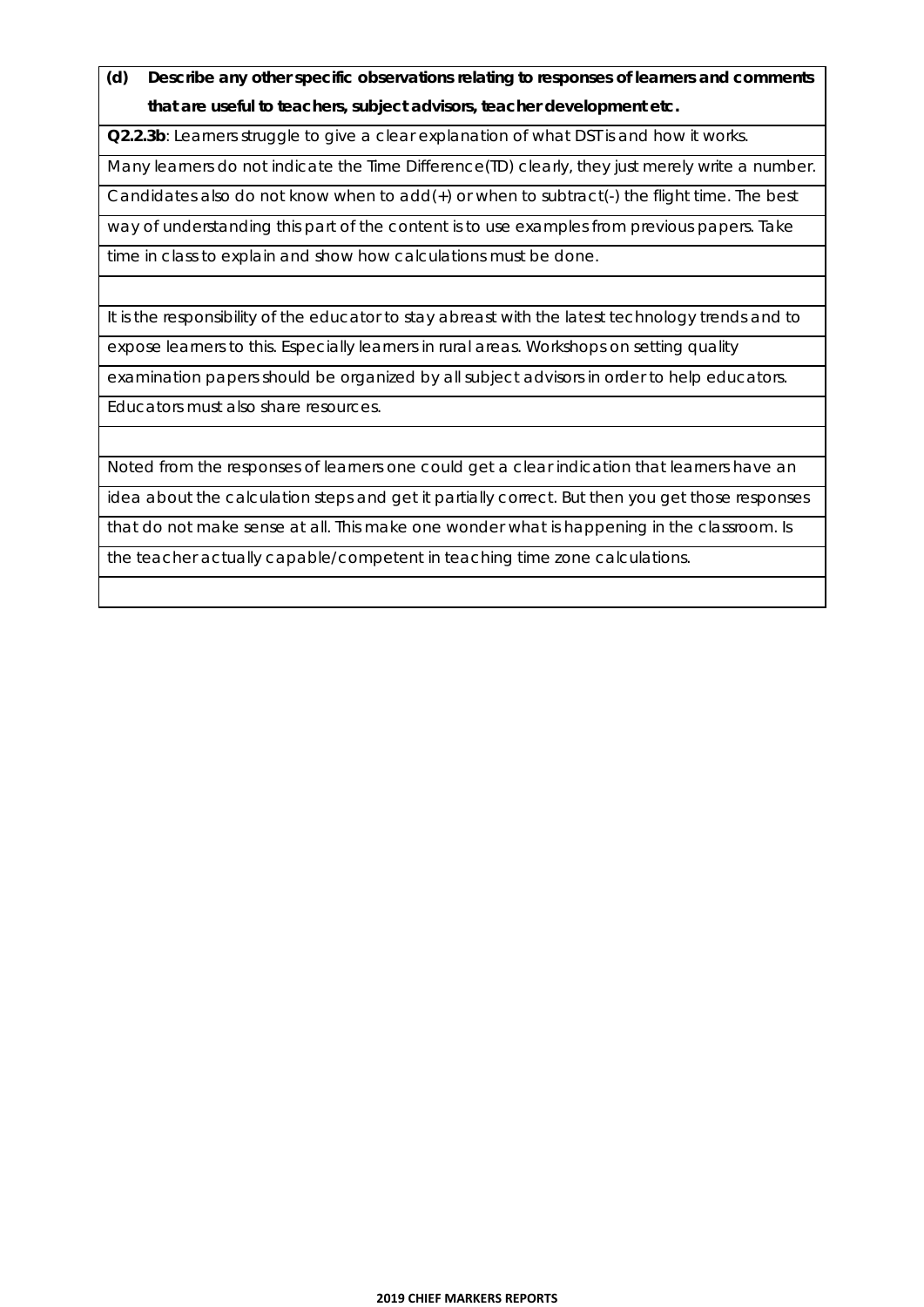**(d) Describe any other specific observations relating to responses of learners and comments that are useful to teachers, subject advisors, teacher development etc.**

**Q2.2.3b**: Learners struggle to give a clear explanation of what DST is and how it works. Many learners do not indicate the Time Difference(TD) clearly, they just merely write a number. Candidates also do not know when to add(+) or when to subtract(-) the flight time. The best way of understanding this part of the content is to use examples from previous papers. Take time in class to explain and show how calculations must be done.

It is the responsibility of the educator to stay abreast with the latest technology trends and to expose learners to this. Especially learners in rural areas. Workshops on setting quality examination papers should be organized by all subject advisors in order to help educators. Educators must also share resources.

Noted from the responses of learners one could get a clear indication that learners have an idea about the calculation steps and get it partially correct. But then you get those responses that do not make sense at all. This make one wonder what is happening in the classroom. Is the teacher actually capable/competent in teaching time zone calculations.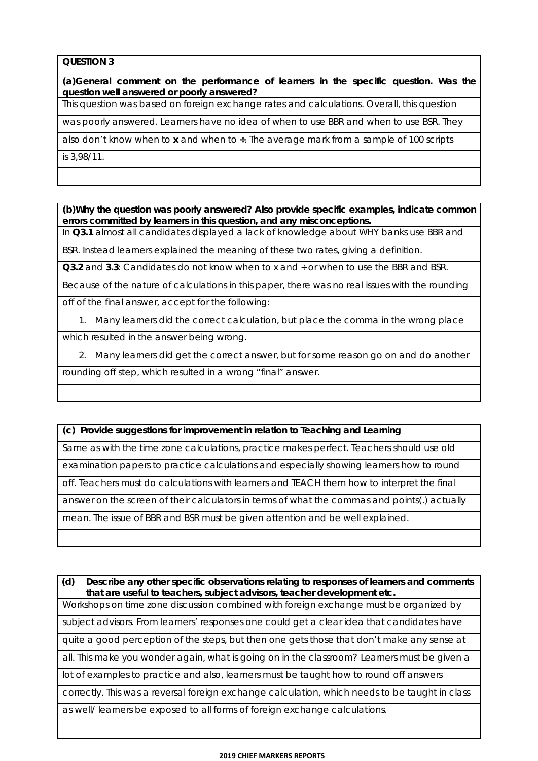**QUESTION 3**

**(a)General comment on the performance of learners in the specific question. Was the question well answered or poorly answered?**

This question was based on foreign exchange rates and calculations. Overall, this question was poorly answered. Learners have no idea of when to use BBR and when to use BSR. They also don't know when to **x** and when to ÷. The average mark from a sample of 100 scripts is 3,98/11.

**(b)Why the question was poorly answered? Also provide specific examples, indicate common errors committed by learners in this question, and any misconceptions.**

In **Q3.1** almost all candidates displayed a lack of knowledge about WHY banks use BBR and BSR. Instead learners explained the meaning of these two rates, giving a definition.

**Q3.2** and **3.3**: Candidates do not know when to x and ÷ or when to use the BBR and BSR.

Because of the nature of calculations in this paper, there was no real issues with the rounding off of the final answer, accept for the following:

1. Many learners did the correct calculation, but place the comma in the wrong place which resulted in the answer being wrong.
2. Many learners did get the correct answer, but for some reason go on and do another rounding off step, which resulted in a wrong "final" answer.

**(c) Provide suggestions for improvement in relation to Teaching and Learning**

Same as with the time zone calculations, practice makes perfect. Teachers should use old examination papers to practice calculations and especially showing learners how to round off. Teachers must do calculations with learners and TEACH them how to interpret the final answer on the screen of their calculators in terms of what the commas and points(.) actually mean. The issue of BBR and BSR must be given attention and be well explained.

**(d) Describe any other specific observations relating to responses of learners and comments that are useful to teachers, subject advisors, teacher development etc.**

Workshops on time zone discussion combined with foreign exchange must be organized by subject advisors. From learners' responses one could get a clear idea that candidates have quite a good perception of the steps, but then one gets those that don't make any sense at all. This make you wonder again, what is going on in the classroom? Learners must be given a lot of examples to practice and also, learners must be taught how to round off answers correctly. This was a reversal foreign exchange calculation, which needs to be taught in class as well/ learners be exposed to all forms of foreign exchange calculations.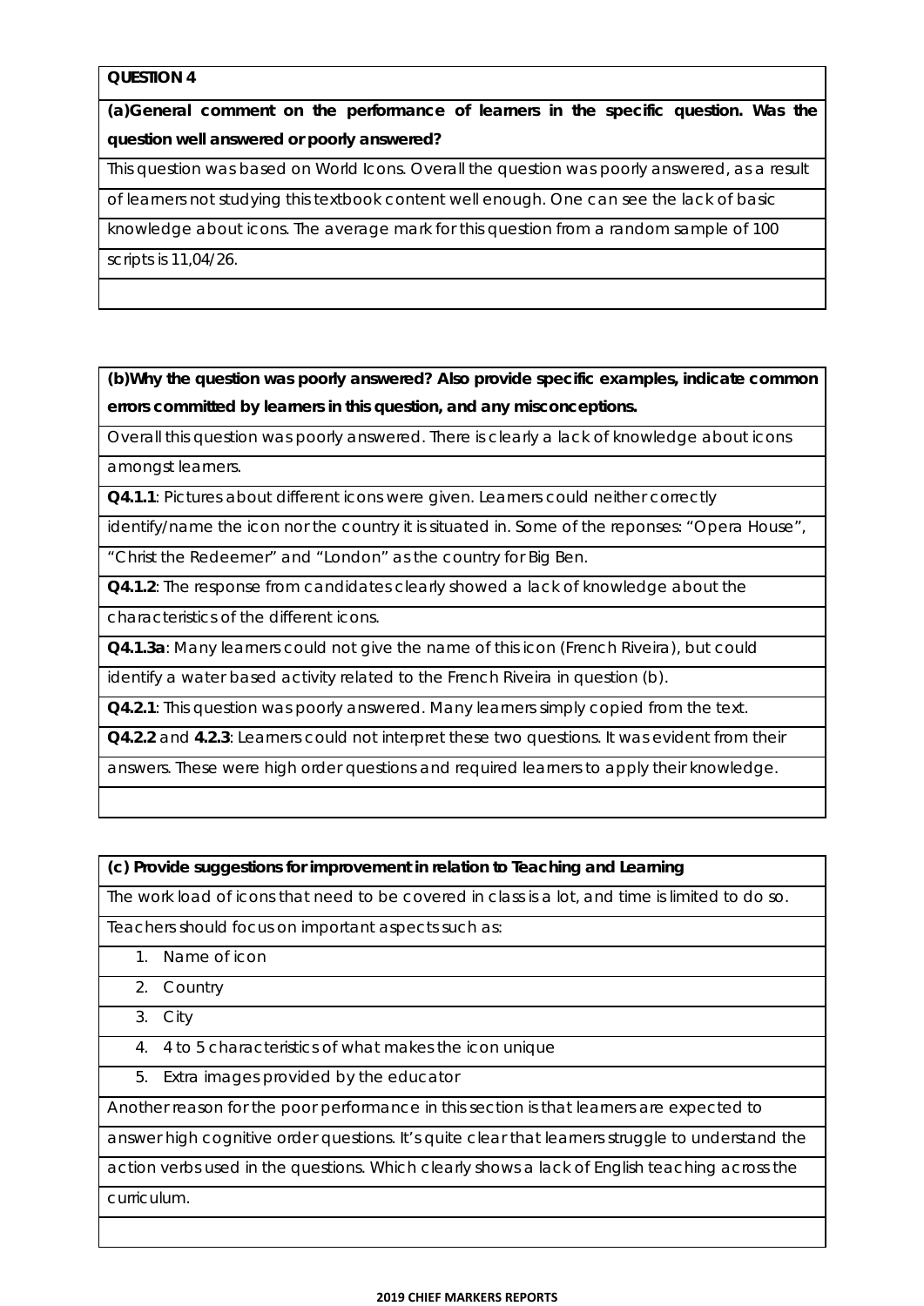**QUESTION 4**

**(a)General comment on the performance of learners in the specific question. Was the question well answered or poorly answered?**

This question was based on World Icons. Overall the question was poorly answered, as a result of learners not studying this textbook content well enough. One can see the lack of basic knowledge about icons. The average mark for this question from a random sample of 100 scripts is 11,04/26.

**(b)Why the question was poorly answered? Also provide specific examples, indicate common errors committed by learners in this question, and any misconceptions.**

Overall this question was poorly answered. There is clearly a lack of knowledge about icons amongst learners.

**Q4.1.1**: Pictures about different icons were given. Learners could neither correctly identify/name the icon nor the country it is situated in. Some of the reponses: "Opera House", "Christ the Redeemer" and "London" as the country for Big Ben.

**Q4.1.2**: The response from candidates clearly showed a lack of knowledge about the characteristics of the different icons.

**Q4.1.3a**: Many learners could not give the name of this icon (French Riveira), but could identify a water based activity related to the French Riveira in question (b).

**Q4.2.1**: This question was poorly answered. Many learners simply copied from the text.

**Q4.2.2** and **4.2.3**: Learners could not interpret these two questions. It was evident from their answers. These were high order questions and required learners to apply their knowledge.

**(c) Provide suggestions for improvement in relation to Teaching and Learning**

The work load of icons that need to be covered in class is a lot, and time is limited to do so.

Teachers should focus on important aspects such as:

1. Name of icon
2. Country
3. City
4. 4 to 5 characteristics of what makes the icon unique
5. Extra images provided by the educator

Another reason for the poor performance in this section is that learners are expected to answer high cognitive order questions. It's quite clear that learners struggle to understand the action verbs used in the questions. Which clearly shows a lack of English teaching across the curriculum.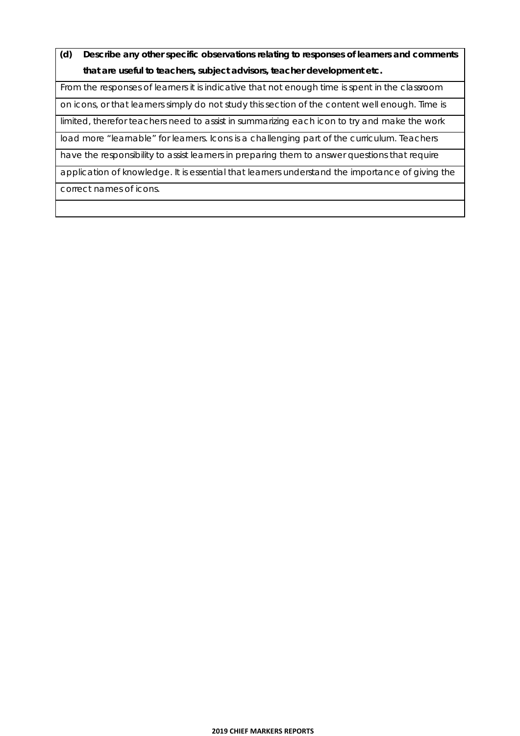**(d) Describe any other specific observations relating to responses of learners and comments that are useful to teachers, subject advisors, teacher development etc.**

From the responses of learners it is indicative that not enough time is spent in the classroom on icons, or that learners simply do not study this section of the content well enough. Time is limited, therefor teachers need to assist in summarizing each icon to try and make the work load more "learnable" for learners. Icons is a challenging part of the curriculum. Teachers have the responsibility to assist learners in preparing them to answer questions that require application of knowledge. It is essential that learners understand the importance of giving the correct names of icons.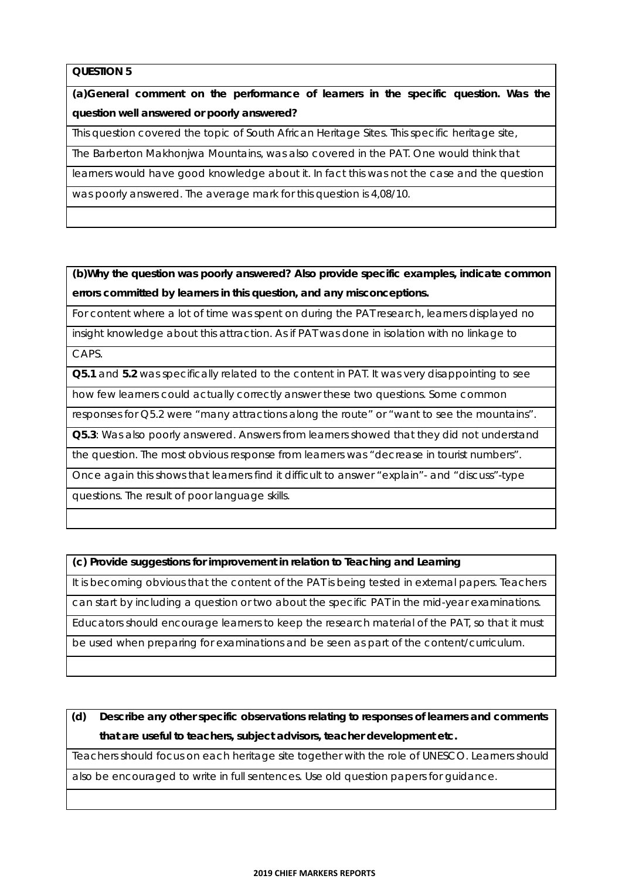**QUESTION 5**

**(a)General comment on the performance of learners in the specific question. Was the question well answered or poorly answered?**

This question covered the topic of South African Heritage Sites. This specific heritage site, The Barberton Makhonjwa Mountains, was also covered in the PAT. One would think that learners would have good knowledge about it. In fact this was not the case and the question was poorly answered. The average mark for this question is 4,08/10.

**(b)Why the question was poorly answered? Also provide specific examples, indicate common errors committed by learners in this question, and any misconceptions.**

For content where a lot of time was spent on during the PAT research, learners displayed no insight knowledge about this attraction. As if PAT was done in isolation with no linkage to CAPS.

**Q5.1** and **5.2** was specifically related to the content in PAT. It was very disappointing to see how few learners could actually correctly answer these two questions. Some common responses for Q5.2 were "many attractions along the route" or "want to see the mountains".

**Q5.3**: Was also poorly answered. Answers from learners showed that they did not understand the question. The most obvious response from learners was "decrease in tourist numbers". Once again this shows that learners find it difficult to answer "explain"- and "discuss"-type questions. The result of poor language skills.

**(c) Provide suggestions for improvement in relation to Teaching and Learning**

It is becoming obvious that the content of the PAT is being tested in external papers. Teachers can start by including a question or two about the specific PAT in the mid-year examinations. Educators should encourage learners to keep the research material of the PAT, so that it must be used when preparing for examinations and be seen as part of the content/curriculum.

**(d) Describe any other specific observations relating to responses of learners and comments that are useful to teachers, subject advisors, teacher development etc.**

Teachers should focus on each heritage site together with the role of UNESCO. Learners should also be encouraged to write in full sentences. Use old question papers for guidance.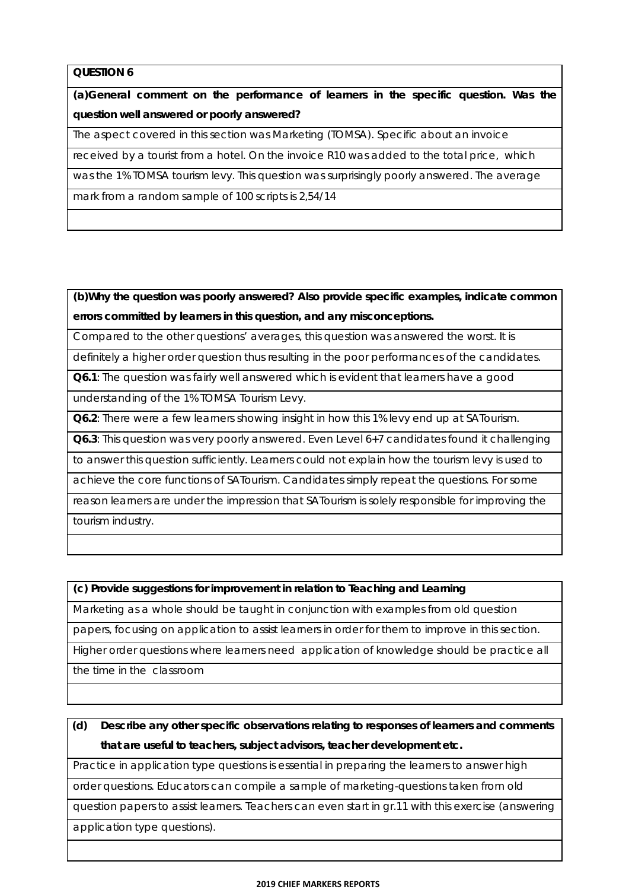**QUESTION 6**

**(a)General comment on the performance of learners in the specific question. Was the question well answered or poorly answered?**

The aspect covered in this section was Marketing (TOMSA). Specific about an invoice received by a tourist from a hotel. On the invoice R10 was added to the total price, which was the 1% TOMSA tourism levy. This question was surprisingly poorly answered. The average mark from a random sample of 100 scripts is 2,54/14

**(b)Why the question was poorly answered? Also provide specific examples, indicate common errors committed by learners in this question, and any misconceptions.**

Compared to the other questions' averages, this question was answered the worst. It is definitely a higher order question thus resulting in the poor performances of the candidates.

**Q6.1**: The question was fairly well answered which is evident that learners have a good understanding of the 1% TOMSA Tourism Levy.

**Q6.2**: There were a few learners showing insight in how this 1% levy end up at SA Tourism.

**Q6.3**: This question was very poorly answered. Even Level 6+7 candidates found it challenging to answer this question sufficiently. Learners could not explain how the tourism levy is used to achieve the core functions of SA Tourism. Candidates simply repeat the questions. For some reason learners are under the impression that SA Tourism is solely responsible for improving the tourism industry.

**(c) Provide suggestions for improvement in relation to Teaching and Learning**

Marketing as a whole should be taught in conjunction with examples from old question papers, focusing on application to assist learners in order for them to improve in this section. Higher order questions where learners need application of knowledge should be practice all the time in the classroom

**(d) Describe any other specific observations relating to responses of learners and comments that are useful to teachers, subject advisors, teacher development etc.**

Practice in application type questions is essential in preparing the learners to answer high order questions. Educators can compile a sample of marketing-questions taken from old question papers to assist learners. Teachers can even start in gr.11 with this exercise (answering application type questions).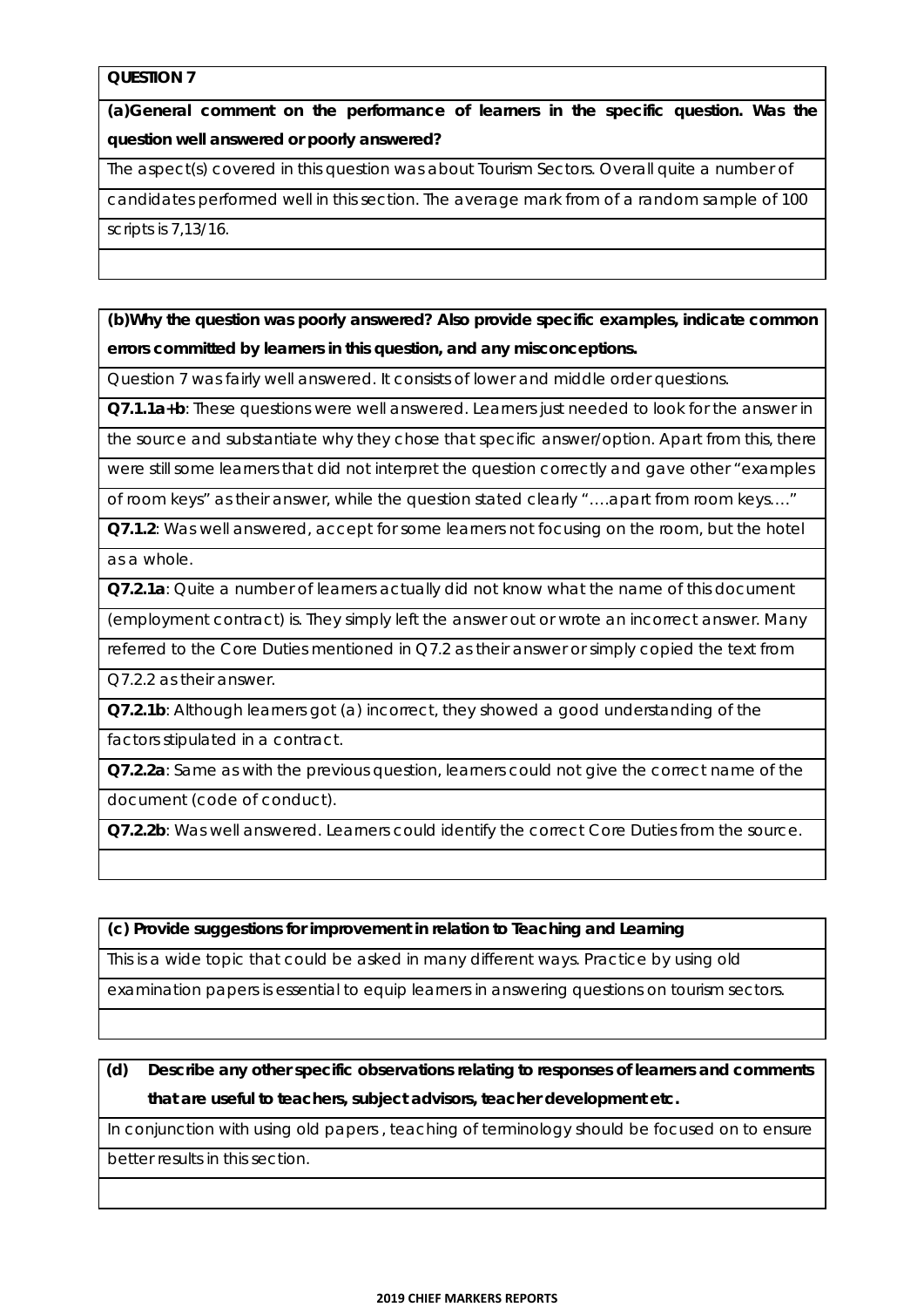**QUESTION 7**

**(a)General comment on the performance of learners in the specific question. Was the question well answered or poorly answered?**

The aspect(s) covered in this question was about Tourism Sectors. Overall quite a number of candidates performed well in this section. The average mark from of a random sample of 100 scripts is 7,13/16.

**(b)Why the question was poorly answered? Also provide specific examples, indicate common errors committed by learners in this question, and any misconceptions.**

Question 7 was fairly well answered. It consists of lower and middle order questions.

**Q7.1.1a+b**: These questions were well answered. Learners just needed to look for the answer in the source and substantiate why they chose that specific answer/option. Apart from this, there were still some learners that did not interpret the question correctly and gave other "examples of room keys" as their answer, while the question stated clearly "….apart from room keys…."

**Q7.1.2**: Was well answered, accept for some learners not focusing on the room, but the hotel as a whole.

**Q7.2.1a**: Quite a number of learners actually did not know what the name of this document (employment contract) is. They simply left the answer out or wrote an incorrect answer. Many referred to the Core Duties mentioned in Q7.2 as their answer or simply copied the text from Q7.2.2 as their answer.

**Q7.2.1b**: Although learners got (a) incorrect, they showed a good understanding of the factors stipulated in a contract.

**Q7.2.2a**: Same as with the previous question, learners could not give the correct name of the document (code of conduct).

**Q7.2.2b**: Was well answered. Learners could identify the correct Core Duties from the source.

**(c) Provide suggestions for improvement in relation to Teaching and Learning**

This is a wide topic that could be asked in many different ways. Practice by using old examination papers is essential to equip learners in answering questions on tourism sectors.

**(d) Describe any other specific observations relating to responses of learners and comments that are useful to teachers, subject advisors, teacher development etc.**

In conjunction with using old papers , teaching of terminology should be focused on to ensure better results in this section.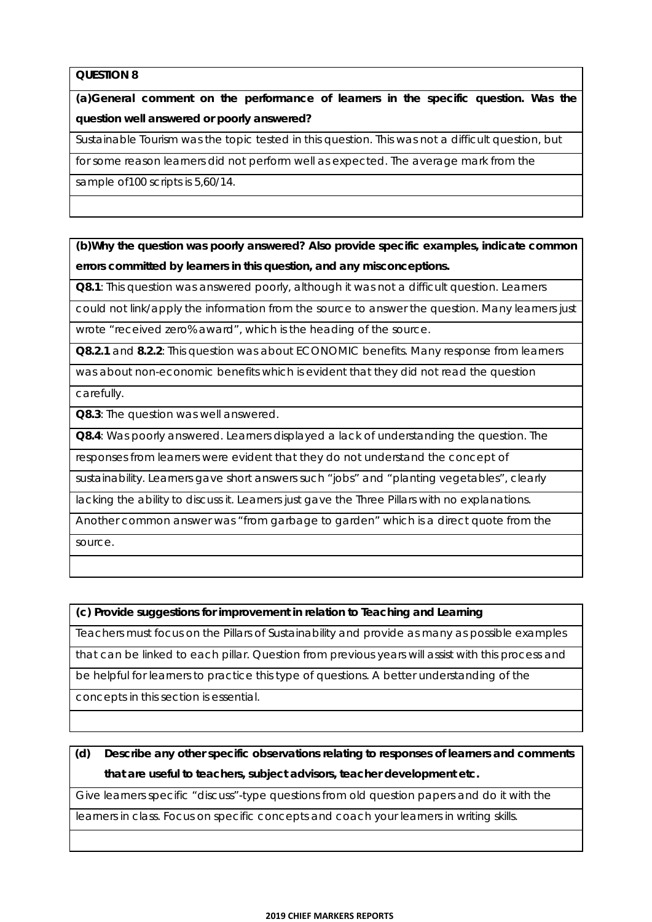**QUESTION 8**

**(a)General comment on the performance of learners in the specific question. Was the question well answered or poorly answered?**

Sustainable Tourism was the topic tested in this question. This was not a difficult question, but for some reason learners did not perform well as expected. The average mark from the sample of100 scripts is 5,60/14.

**(b)Why the question was poorly answered? Also provide specific examples, indicate common errors committed by learners in this question, and any misconceptions.**

**Q8.1**: This question was answered poorly, although it was not a difficult question. Learners could not link/apply the information from the source to answer the question. Many learners just wrote "received zero% award", which is the heading of the source.

**Q8.2.1** and **8.2.2**: This question was about ECONOMIC benefits. Many response from learners was about non-economic benefits which is evident that they did not read the question carefully.

**Q8.3**: The question was well answered.

**Q8.4**: Was poorly answered. Learners displayed a lack of understanding the question. The responses from learners were evident that they do not understand the concept of sustainability. Learners gave short answers such "jobs" and "planting vegetables", clearly lacking the ability to discuss it. Learners just gave the Three Pillars with no explanations. Another common answer was "from garbage to garden" which is a direct quote from the source.

**(c) Provide suggestions for improvement in relation to Teaching and Learning**

Teachers must focus on the Pillars of Sustainability and provide as many as possible examples that can be linked to each pillar. Question from previous years will assist with this process and be helpful for learners to practice this type of questions. A better understanding of the concepts in this section is essential.

**(d) Describe any other specific observations relating to responses of learners and comments that are useful to teachers, subject advisors, teacher development etc.**

Give learners specific "discuss"-type questions from old question papers and do it with the learners in class. Focus on specific concepts and coach your learners in writing skills.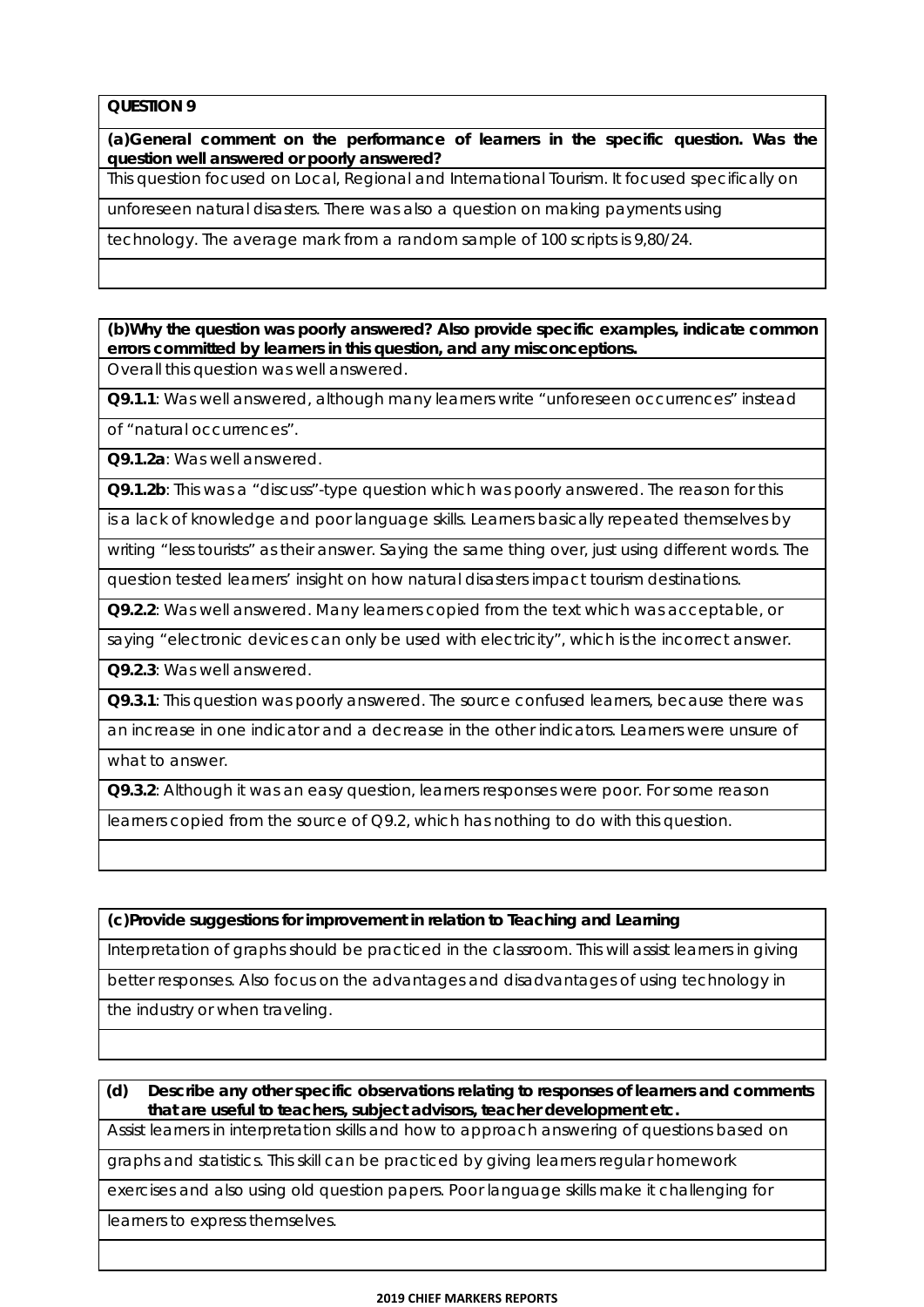**QUESTION 9**

**(a) General comment on the performance of learners in the specific question. Was the question well answered or poorly answered?**

This question focused on Local, Regional and International Tourism. It focused specifically on unforeseen natural disasters. There was also a question on making payments using technology. The average mark from a random sample of 100 scripts is 9,80/24.

**(b) Why the question was poorly answered? Also provide specific examples, indicate common errors committed by learners in this question, and any misconceptions.**

Overall this question was well answered.

**Q9.1.1**: Was well answered, although many learners write "unforeseen occurrences" instead of "natural occurrences".

**Q9.1.2a**: Was well answered.

**Q9.1.2b**: This was a "discuss"-type question which was poorly answered. The reason for this is a lack of knowledge and poor language skills. Learners basically repeated themselves by writing "less tourists" as their answer. Saying the same thing over, just using different words. The question tested learners' insight on how natural disasters impact tourism destinations.

**Q9.2.2**: Was well answered. Many learners copied from the text which was acceptable, or saying "electronic devices can only be used with electricity", which is the incorrect answer.

**Q9.2.3**: Was well answered.

**Q9.3.1**: This question was poorly answered. The source confused learners, because there was an increase in one indicator and a decrease in the other indicators. Learners were unsure of what to answer.

**Q9.3.2**: Although it was an easy question, learners responses were poor. For some reason learners copied from the source of Q9.2, which has nothing to do with this question.

**(c) Provide suggestions for improvement in relation to Teaching and Learning**

Interpretation of graphs should be practiced in the classroom. This will assist learners in giving better responses. Also focus on the advantages and disadvantages of using technology in the industry or when traveling.

**(d) Describe any other specific observations relating to responses of learners and comments that are useful to teachers, subject advisors, teacher development etc.**

Assist learners in interpretation skills and how to approach answering of questions based on graphs and statistics. This skill can be practiced by giving learners regular homework exercises and also using old question papers. Poor language skills make it challenging for learners to express themselves.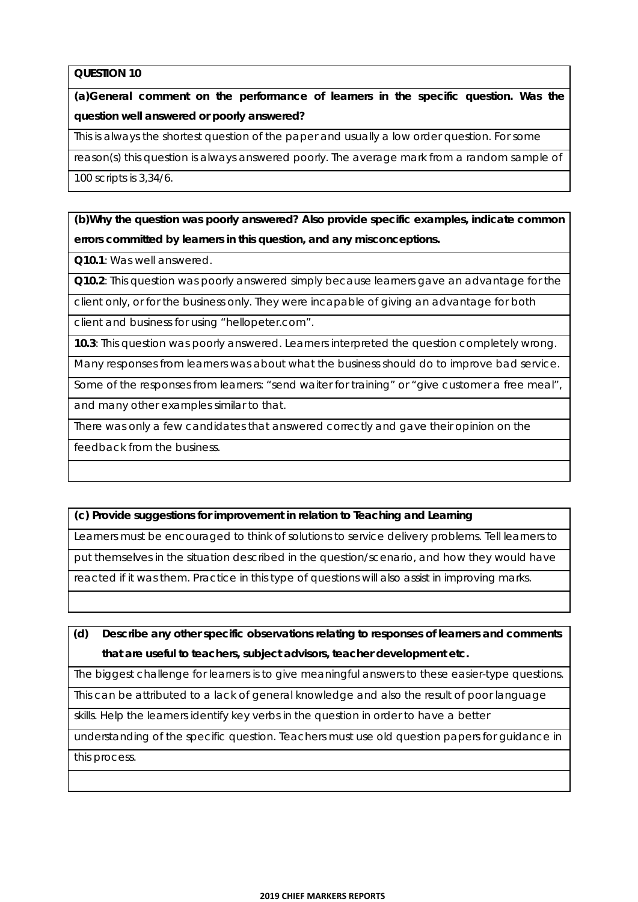**QUESTION 10**

**(a)General comment on the performance of learners in the specific question. Was the question well answered or poorly answered?**

This is always the shortest question of the paper and usually a low order question. For some reason(s) this question is always answered poorly. The average mark from a random sample of 100 scripts is 3,34/6.

**(b)Why the question was poorly answered? Also provide specific examples, indicate common errors committed by learners in this question, and any misconceptions.**

**Q10.1**: Was well answered.

**Q10.2**: This question was poorly answered simply because learners gave an advantage for the client only, or for the business only. They were incapable of giving an advantage for both client and business for using "hellopeter.com".

**10.3**: This question was poorly answered. Learners interpreted the question completely wrong. Many responses from learners was about what the business should do to improve bad service. Some of the responses from learners: "send waiter for training" or "give customer a free meal", and many other examples similar to that.

There was only a few candidates that answered correctly and gave their opinion on the feedback from the business.

**(c) Provide suggestions for improvement in relation to Teaching and Learning**

Learners must be encouraged to think of solutions to service delivery problems. Tell learners to put themselves in the situation described in the question/scenario, and how they would have reacted if it was them. Practice in this type of questions will also assist in improving marks.

**(d) Describe any other specific observations relating to responses of learners and comments that are useful to teachers, subject advisors, teacher development etc.**

The biggest challenge for learners is to give meaningful answers to these easier-type questions. This can be attributed to a lack of general knowledge and also the result of poor language skills. Help the learners identify key verbs in the question in order to have a better understanding of the specific question. Teachers must use old question papers for guidance in this process.